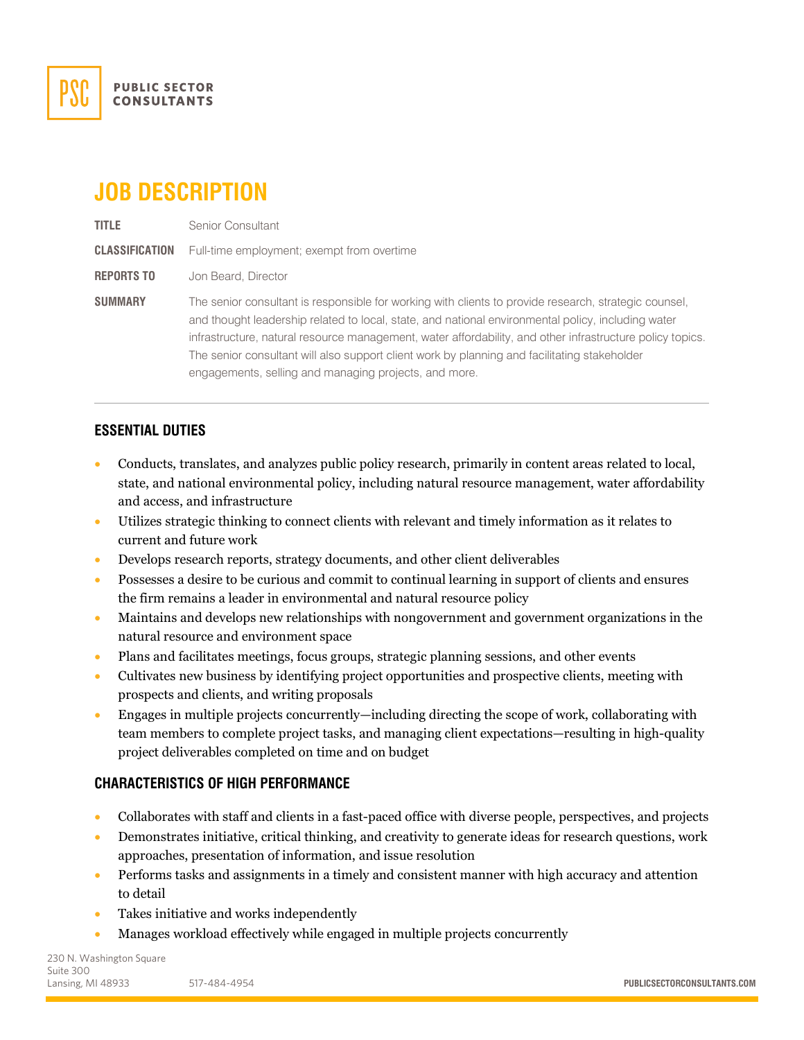PSC PUBLIC SECTOR CONSULTANTS

# JOB DESCRIPTION

| | |
|---|---|
| **TITLE** | Senior Consultant |
| **CLASSIFICATION** | Full-time employment; exempt from overtime |
| **REPORTS TO** | Jon Beard, Director |
| **SUMMARY** | The senior consultant is responsible for working with clients to provide research, strategic counsel, and thought leadership related to local, state, and national environmental policy, including water infrastructure, natural resource management, water affordability, and other infrastructure policy topics. The senior consultant will also support client work by planning and facilitating stakeholder engagements, selling and managing projects, and more. |

## ESSENTIAL DUTIES

- Conducts, translates, and analyzes public policy research, primarily in content areas related to local, state, and national environmental policy, including natural resource management, water affordability and access, and infrastructure
- Utilizes strategic thinking to connect clients with relevant and timely information as it relates to current and future work
- Develops research reports, strategy documents, and other client deliverables
- Possesses a desire to be curious and commit to continual learning in support of clients and ensures the firm remains a leader in environmental and natural resource policy
- Maintains and develops new relationships with nongovernment and government organizations in the natural resource and environment space
- Plans and facilitates meetings, focus groups, strategic planning sessions, and other events
- Cultivates new business by identifying project opportunities and prospective clients, meeting with prospects and clients, and writing proposals
- Engages in multiple projects concurrently—including directing the scope of work, collaborating with team members to complete project tasks, and managing client expectations—resulting in high-quality project deliverables completed on time and on budget

## CHARACTERISTICS OF HIGH PERFORMANCE

- Collaborates with staff and clients in a fast-paced office with diverse people, perspectives, and projects
- Demonstrates initiative, critical thinking, and creativity to generate ideas for research questions, work approaches, presentation of information, and issue resolution
- Performs tasks and assignments in a timely and consistent manner with high accuracy and attention to detail
- Takes initiative and works independently
- Manages workload effectively while engaged in multiple projects concurrently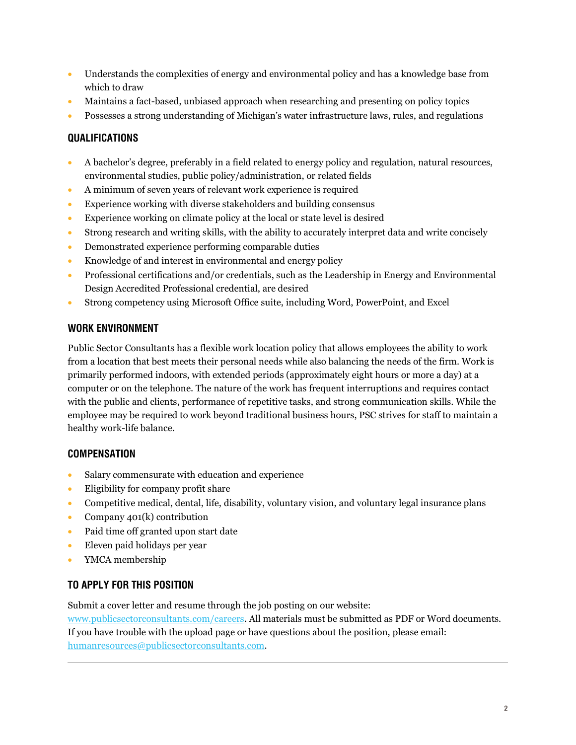- Understands the complexities of energy and environmental policy and has a knowledge base from which to draw
- Maintains a fact-based, unbiased approach when researching and presenting on policy topics
- Possesses a strong understanding of Michigan's water infrastructure laws, rules, and regulations

## QUALIFICATIONS

- A bachelor's degree, preferably in a field related to energy policy and regulation, natural resources, environmental studies, public policy/administration, or related fields
- A minimum of seven years of relevant work experience is required
- Experience working with diverse stakeholders and building consensus
- Experience working on climate policy at the local or state level is desired
- Strong research and writing skills, with the ability to accurately interpret data and write concisely
- Demonstrated experience performing comparable duties
- Knowledge of and interest in environmental and energy policy
- Professional certifications and/or credentials, such as the Leadership in Energy and Environmental Design Accredited Professional credential, are desired
- Strong competency using Microsoft Office suite, including Word, PowerPoint, and Excel

## WORK ENVIRONMENT

Public Sector Consultants has a flexible work location policy that allows employees the ability to work from a location that best meets their personal needs while also balancing the needs of the firm. Work is primarily performed indoors, with extended periods (approximately eight hours or more a day) at a computer or on the telephone. The nature of the work has frequent interruptions and requires contact with the public and clients, performance of repetitive tasks, and strong communication skills. While the employee may be required to work beyond traditional business hours, PSC strives for staff to maintain a healthy work-life balance.

## COMPENSATION

- Salary commensurate with education and experience
- Eligibility for company profit share
- Competitive medical, dental, life, disability, voluntary vision, and voluntary legal insurance plans
- Company 401(k) contribution
- Paid time off granted upon start date
- Eleven paid holidays per year
- YMCA membership

## TO APPLY FOR THIS POSITION

Submit a cover letter and resume through the job posting on our website: [www.publicsectorconsultants.com/careers](www.publicsectorconsultants.com/careers). All materials must be submitted as PDF or Word documents. If you have trouble with the upload page or have questions about the position, please email: [humanresources@publicsectorconsultants.com](mailto:humanresources@publicsectorconsultants.com).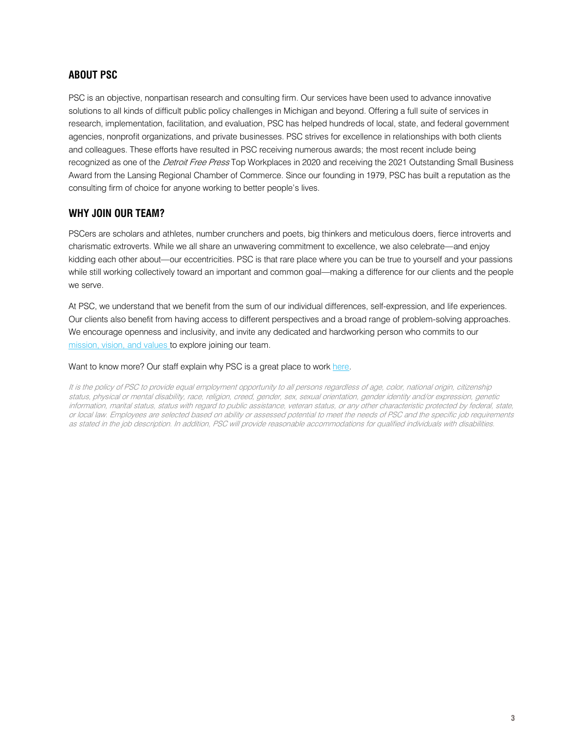## ABOUT PSC

PSC is an objective, nonpartisan research and consulting firm. Our services have been used to advance innovative solutions to all kinds of difficult public policy challenges in Michigan and beyond. Offering a full suite of services in research, implementation, facilitation, and evaluation, PSC has helped hundreds of local, state, and federal government agencies, nonprofit organizations, and private businesses. PSC strives for excellence in relationships with both clients and colleagues. These efforts have resulted in PSC receiving numerous awards; the most recent include being recognized as one of the *Detroit Free Press* Top Workplaces in 2020 and receiving the 2021 Outstanding Small Business Award from the Lansing Regional Chamber of Commerce. Since our founding in 1979, PSC has built a reputation as the consulting firm of choice for anyone working to better people's lives.

## WHY JOIN OUR TEAM?

PSCers are scholars and athletes, number crunchers and poets, big thinkers and meticulous doers, fierce introverts and charismatic extroverts. While we all share an unwavering commitment to excellence, we also celebrate—and enjoy kidding each other about—our eccentricities. PSC is that rare place where you can be true to yourself and your passions while still working collectively toward an important and common goal—making a difference for our clients and the people we serve.

At PSC, we understand that we benefit from the sum of our individual differences, self-expression, and life experiences. Our clients also benefit from having access to different perspectives and a broad range of problem-solving approaches. We encourage openness and inclusivity, and invite any dedicated and hardworking person who commits to our mission, vision, and values to explore joining our team.

Want to know more? Our staff explain why PSC is a great place to work here.

*It is the policy of PSC to provide equal employment opportunity to all persons regardless of age, color, national origin, citizenship status, physical or mental disability, race, religion, creed, gender, sex, sexual orientation, gender identity and/or expression, genetic information, marital status, status with regard to public assistance, veteran status, or any other characteristic protected by federal, state, or local law. Employees are selected based on ability or assessed potential to meet the needs of PSC and the specific job requirements as stated in the job description. In addition, PSC will provide reasonable accommodations for qualified individuals with disabilities.*